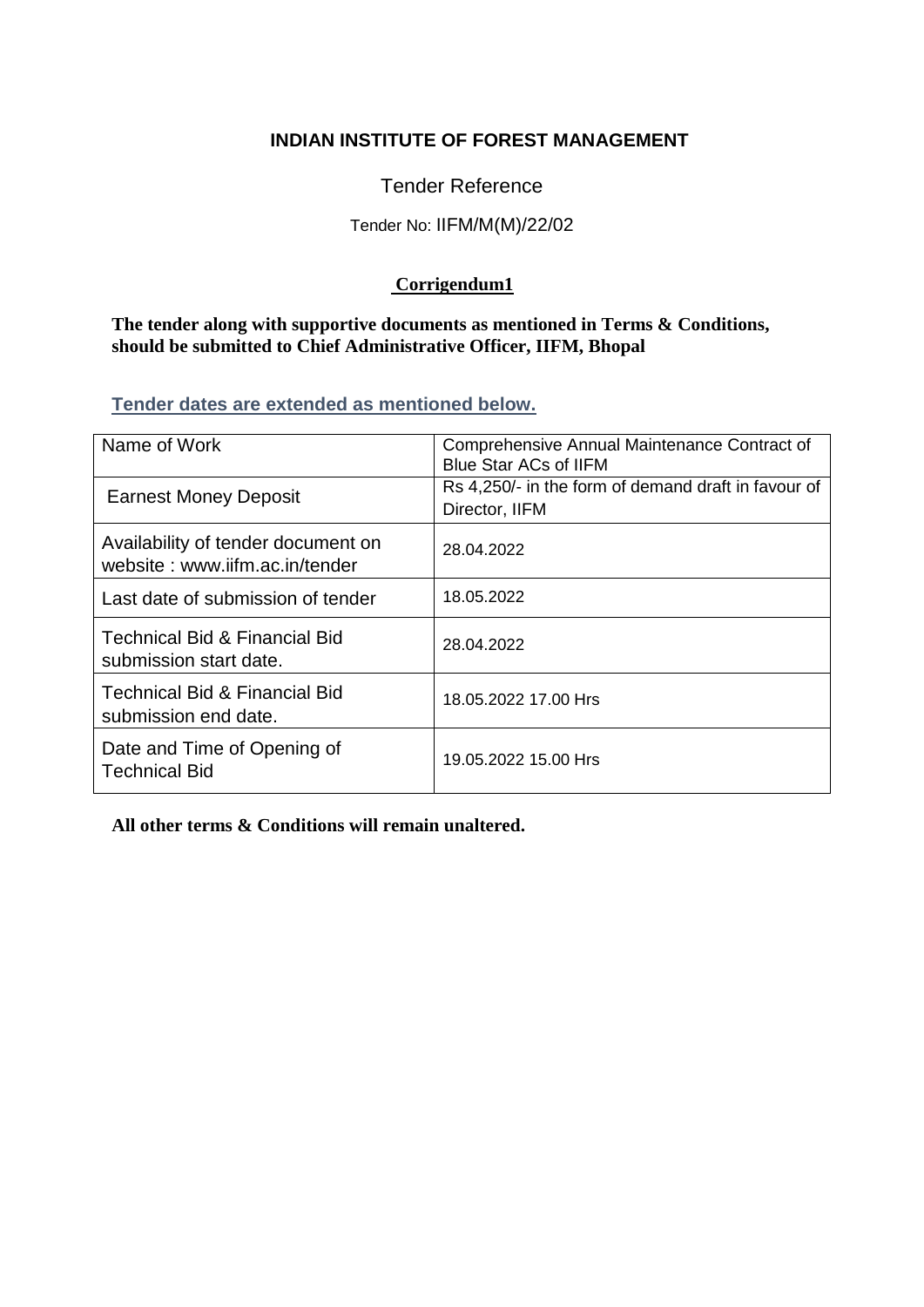# INDIAN INSTITUTE OF FOREST MANAGEMENT

Tender Reference

Tender No: IIFM/M(M)/22/02

**Corrigendum1**

**The tender along with supportive documents as mentioned in Terms & Conditions, should be submitted to Chief Administrative Officer, IIFM, Bhopal**

**Tender dates are extended as mentioned below.**

| Name of Work | Comprehensive Annual Maintenance Contract of Blue Star ACs of IIFM |
|---|---|
| Earnest Money Deposit | Rs 4,250/- in the form of demand draft in favour of Director, IIFM |
| Availability of tender document on website : www.iifm.ac.in/tender | 28.04.2022 |
| Last date of submission of tender | 18.05.2022 |
| Technical Bid & Financial Bid submission start date. | 28.04.2022 |
| Technical Bid & Financial Bid submission end date. | 18.05.2022 17.00 Hrs |
| Date and Time of Opening of Technical Bid | 19.05.2022 15.00 Hrs |

**All other terms & Conditions will remain unaltered.**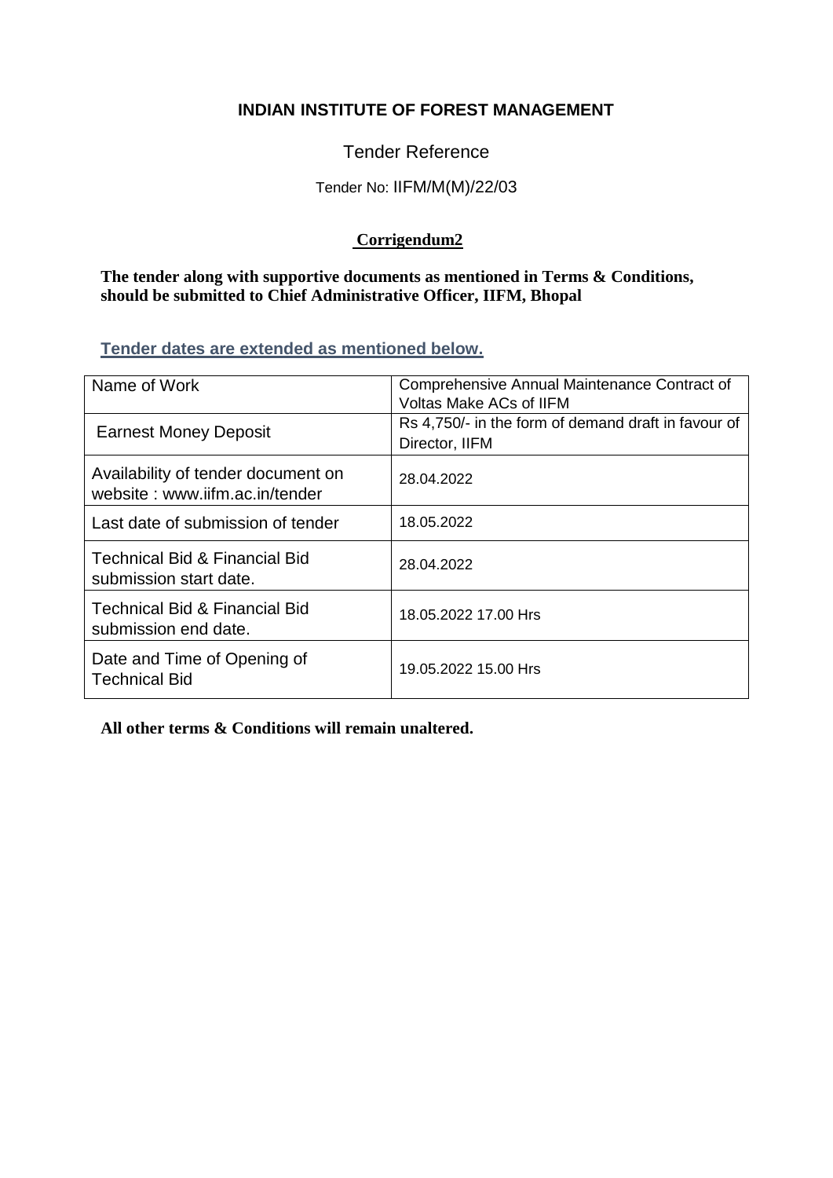# INDIAN INSTITUTE OF FOREST MANAGEMENT

## Tender Reference

Tender No: IIFM/M(M)/22/03

**Corrigendum2**

**The tender along with supportive documents as mentioned in Terms & Conditions, should be submitted to Chief Administrative Officer, IIFM, Bhopal**

**Tender dates are extended as mentioned below.**

| Name of Work | Comprehensive Annual Maintenance Contract of Voltas Make ACs of IIFM |
|---|---|
| Earnest Money Deposit | Rs 4,750/- in the form of demand draft in favour of Director, IIFM |
| Availability of tender document on website : www.iifm.ac.in/tender | 28.04.2022 |
| Last date of submission of tender | 18.05.2022 |
| Technical Bid & Financial Bid submission start date. | 28.04.2022 |
| Technical Bid & Financial Bid submission end date. | 18.05.2022 17.00 Hrs |
| Date and Time of Opening of Technical Bid | 19.05.2022 15.00 Hrs |

**All other terms & Conditions will remain unaltered.**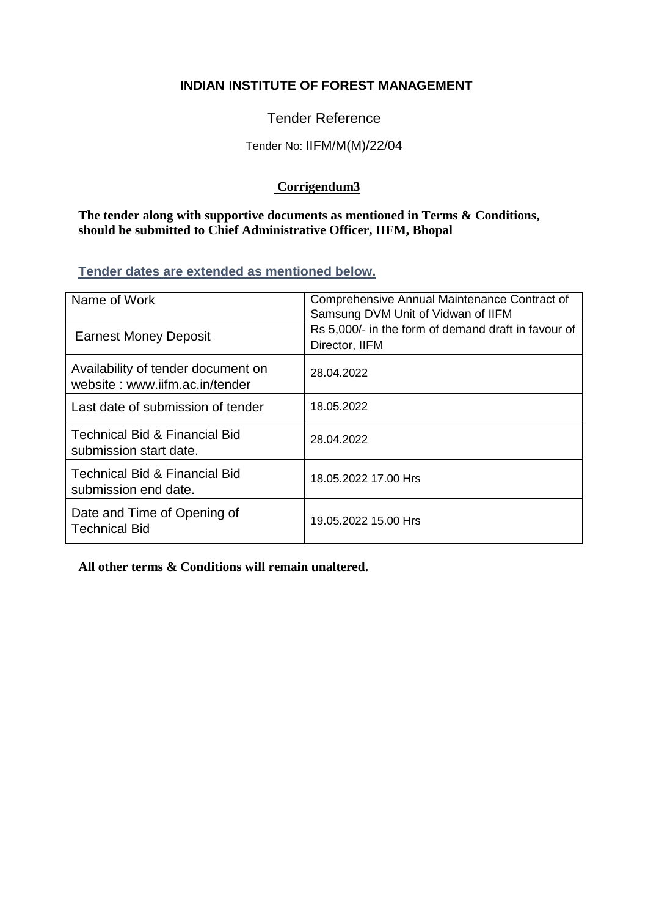# INDIAN INSTITUTE OF FOREST MANAGEMENT

Tender Reference

Tender No: IIFM/M(M)/22/04

**Corrigendum3**

**The tender along with supportive documents as mentioned in Terms & Conditions, should be submitted to Chief Administrative Officer, IIFM, Bhopal**

**Tender dates are extended as mentioned below.**

| | |
|---|---|
| Name of Work | Comprehensive Annual Maintenance Contract of Samsung DVM Unit of Vidwan of IIFM |
| Earnest Money Deposit | Rs 5,000/- in the form of demand draft in favour of Director, IIFM |
| Availability of tender document on website : www.iifm.ac.in/tender | 28.04.2022 |
| Last date of submission of tender | 18.05.2022 |
| Technical Bid & Financial Bid submission start date. | 28.04.2022 |
| Technical Bid & Financial Bid submission end date. | 18.05.2022 17.00 Hrs |
| Date and Time of Opening of Technical Bid | 19.05.2022 15.00 Hrs |

**All other terms & Conditions will remain unaltered.**